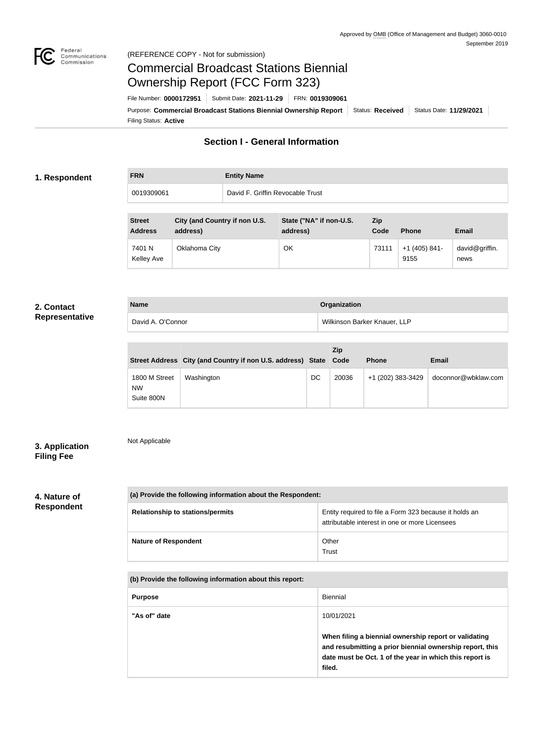Approved by OMB (Office of Management and Budget) 3060-0010
September 2019

(REFERENCE COPY - Not for submission)

# Commercial Broadcast Stations Biennial Ownership Report (FCC Form 323)

File Number: **0000172951** Submit Date: **2021-11-29** FRN: **0019309061**

Purpose: **Commercial Broadcast Stations Biennial Ownership Report** Status: **Received** Status Date: **11/29/2021**

Filing Status: **Active**

## Section I - General Information

### 1. Respondent

| FRN | Entity Name |
|---|---|
| 0019309061 | David F. Griffin Revocable Trust |

| Street Address | City (and Country if non U.S. address) | State ("NA" if non-U.S. address) | Zip Code | Phone | Email |
|---|---|---|---|---|---|
| 7401 N Kelley Ave | Oklahoma City | OK | 73111 | +1 (405) 841-9155 | david@griffin.news |

### 2. Contact Representative

| Name | Organization |
|---|---|
| David A. O'Connor | Wilkinson Barker Knauer, LLP |

| Street Address | City (and Country if non U.S. address) | State | Zip Code | Phone | Email |
|---|---|---|---|---|---|
| 1800 M Street NW Suite 800N | Washington | DC | 20036 | +1 (202) 383-3429 | doconnor@wbklaw.com |

### 3. Application Filing Fee

Not Applicable

### 4. Nature of Respondent

| (a) Provide the following information about the Respondent: | |
|---|---|
| Relationship to stations/permits | Entity required to file a Form 323 because it holds an attributable interest in one or more Licensees |
| Nature of Respondent | Other<br>Trust |

| (b) Provide the following information about this report: | |
|---|---|
| Purpose | Biennial |
| "As of" date | 10/01/2021<br><br>**When filing a biennial ownership report or validating and resubmitting a prior biennial ownership report, this date must be Oct. 1 of the year in which this report is filed.** |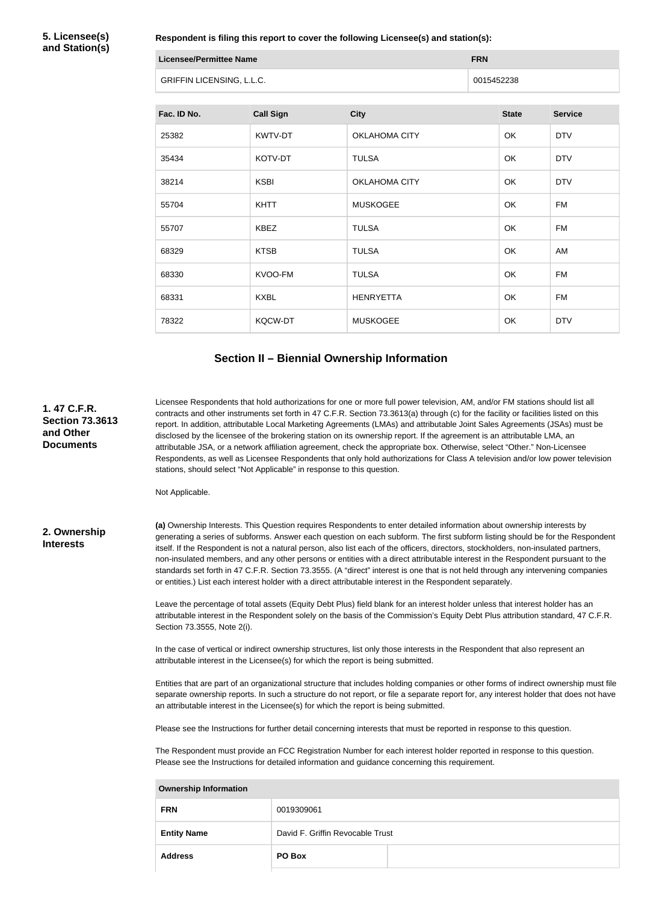**5. Licensee(s) and Station(s)**

**Respondent is filing this report to cover the following Licensee(s) and station(s):**

| Licensee/Permittee Name | FRN |
| --- | --- |
| GRIFFIN LICENSING, L.L.C. | 0015452238 |

| Fac. ID No. | Call Sign | City | State | Service |
| --- | --- | --- | --- | --- |
| 25382 | KWTV-DT | OKLAHOMA CITY | OK | DTV |
| 35434 | KOTV-DT | TULSA | OK | DTV |
| 38214 | KSBI | OKLAHOMA CITY | OK | DTV |
| 55704 | KHTT | MUSKOGEE | OK | FM |
| 55707 | KBEZ | TULSA | OK | FM |
| 68329 | KTSB | TULSA | OK | AM |
| 68330 | KVOO-FM | TULSA | OK | FM |
| 68331 | KXBL | HENRYETTA | OK | FM |
| 78322 | KQCW-DT | MUSKOGEE | OK | DTV |

## Section II – Biennial Ownership Information

**1. 47 C.F.R. Section 73.3613 and Other Documents**

Licensee Respondents that hold authorizations for one or more full power television, AM, and/or FM stations should list all contracts and other instruments set forth in 47 C.F.R. Section 73.3613(a) through (c) for the facility or facilities listed on this report. In addition, attributable Local Marketing Agreements (LMAs) and attributable Joint Sales Agreements (JSAs) must be disclosed by the licensee of the brokering station on its ownership report. If the agreement is an attributable LMA, an attributable JSA, or a network affiliation agreement, check the appropriate box. Otherwise, select "Other." Non-Licensee Respondents, as well as Licensee Respondents that only hold authorizations for Class A television and/or low power television stations, should select "Not Applicable" in response to this question.

Not Applicable.

**2. Ownership Interests**

**(a)** Ownership Interests. This Question requires Respondents to enter detailed information about ownership interests by generating a series of subforms. Answer each question on each subform. The first subform listing should be for the Respondent itself. If the Respondent is not a natural person, also list each of the officers, directors, stockholders, non-insulated partners, non-insulated members, and any other persons or entities with a direct attributable interest in the Respondent pursuant to the standards set forth in 47 C.F.R. Section 73.3555. (A "direct" interest is one that is not held through any intervening companies or entities.) List each interest holder with a direct attributable interest in the Respondent separately.

Leave the percentage of total assets (Equity Debt Plus) field blank for an interest holder unless that interest holder has an attributable interest in the Respondent solely on the basis of the Commission's Equity Debt Plus attribution standard, 47 C.F.R. Section 73.3555, Note 2(i).

In the case of vertical or indirect ownership structures, list only those interests in the Respondent that also represent an attributable interest in the Licensee(s) for which the report is being submitted.

Entities that are part of an organizational structure that includes holding companies or other forms of indirect ownership must file separate ownership reports. In such a structure do not report, or file a separate report for, any interest holder that does not have an attributable interest in the Licensee(s) for which the report is being submitted.

Please see the Instructions for further detail concerning interests that must be reported in response to this question.

The Respondent must provide an FCC Registration Number for each interest holder reported in response to this question. Please see the Instructions for detailed information and guidance concerning this requirement.

| Ownership Information | | |
| --- | --- | --- |
| FRN | 0019309061 | |
| Entity Name | David F. Griffin Revocable Trust | |
| Address | PO Box | |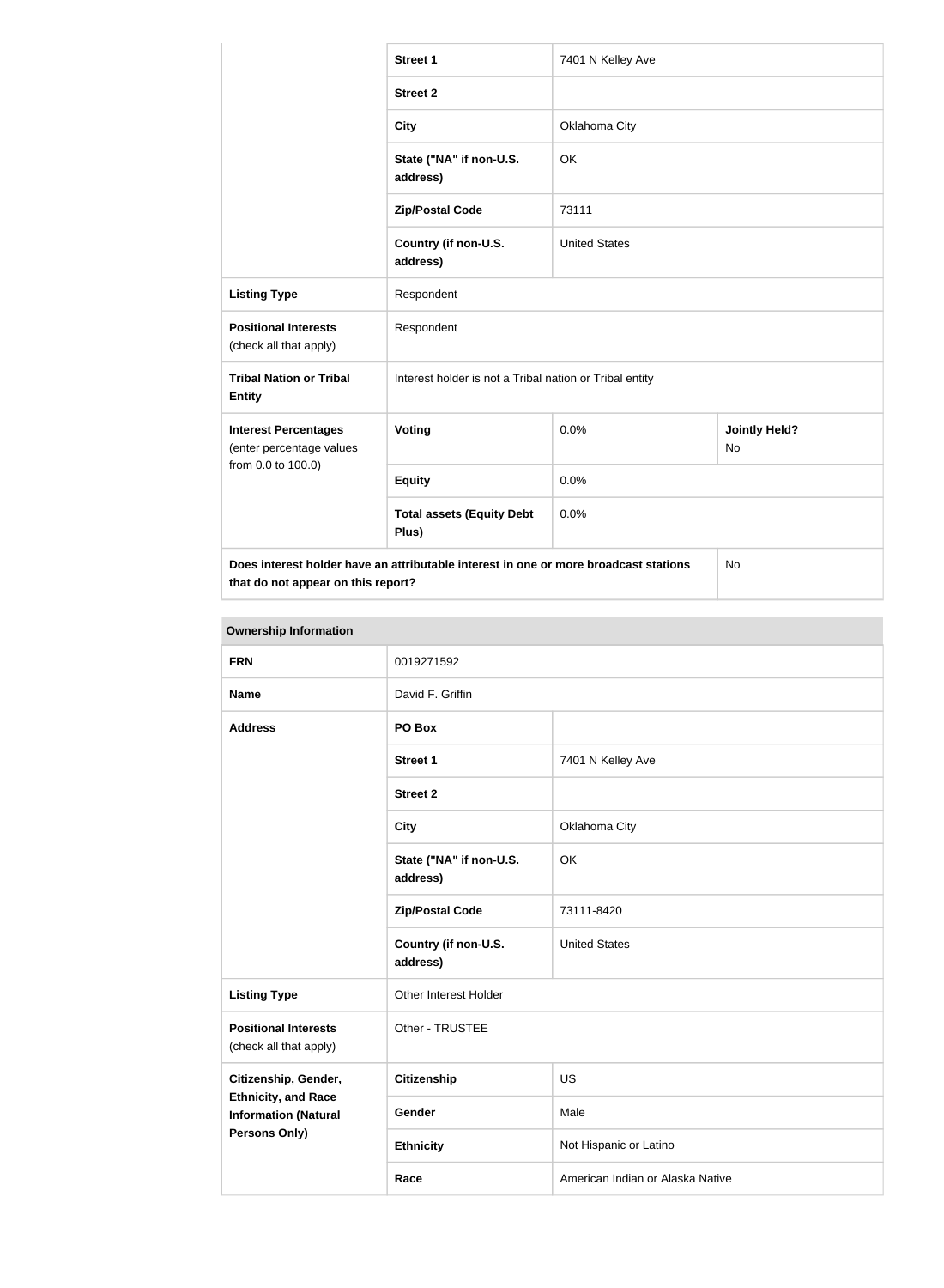| | | | |
|---|---|---|---|
| | **Street 1** | 7401 N Kelley Ave | |
| | **Street 2** | | |
| | **City** | Oklahoma City | |
| | **State ("NA" if non-U.S. address)** | OK | |
| | **Zip/Postal Code** | 73111 | |
| | **Country (if non-U.S. address)** | United States | |
| **Listing Type** | Respondent | | |
| **Positional Interests** (check all that apply) | Respondent | | |
| **Tribal Nation or Tribal Entity** | Interest holder is not a Tribal nation or Tribal entity | | |
| **Interest Percentages** (enter percentage values from 0.0 to 100.0) | **Voting** | 0.0% | **Jointly Held?** No |
| | **Equity** | 0.0% | |
| | **Total assets (Equity Debt Plus)** | 0.0% | |
| **Does interest holder have an attributable interest in one or more broadcast stations that do not appear on this report?** | | | No |

| **Ownership Information** | | |
|---|---|---|
| **FRN** | 0019271592 | |
| **Name** | David F. Griffin | |
| **Address** | **PO Box** | |
| | **Street 1** | 7401 N Kelley Ave |
| | **Street 2** | |
| | **City** | Oklahoma City |
| | **State ("NA" if non-U.S. address)** | OK |
| | **Zip/Postal Code** | 73111-8420 |
| | **Country (if non-U.S. address)** | United States |
| **Listing Type** | Other Interest Holder | |
| **Positional Interests** (check all that apply) | Other - TRUSTEE | |
| **Citizenship, Gender, Ethnicity, and Race Information (Natural Persons Only)** | **Citizenship** | US |
| | **Gender** | Male |
| | **Ethnicity** | Not Hispanic or Latino |
| | **Race** | American Indian or Alaska Native |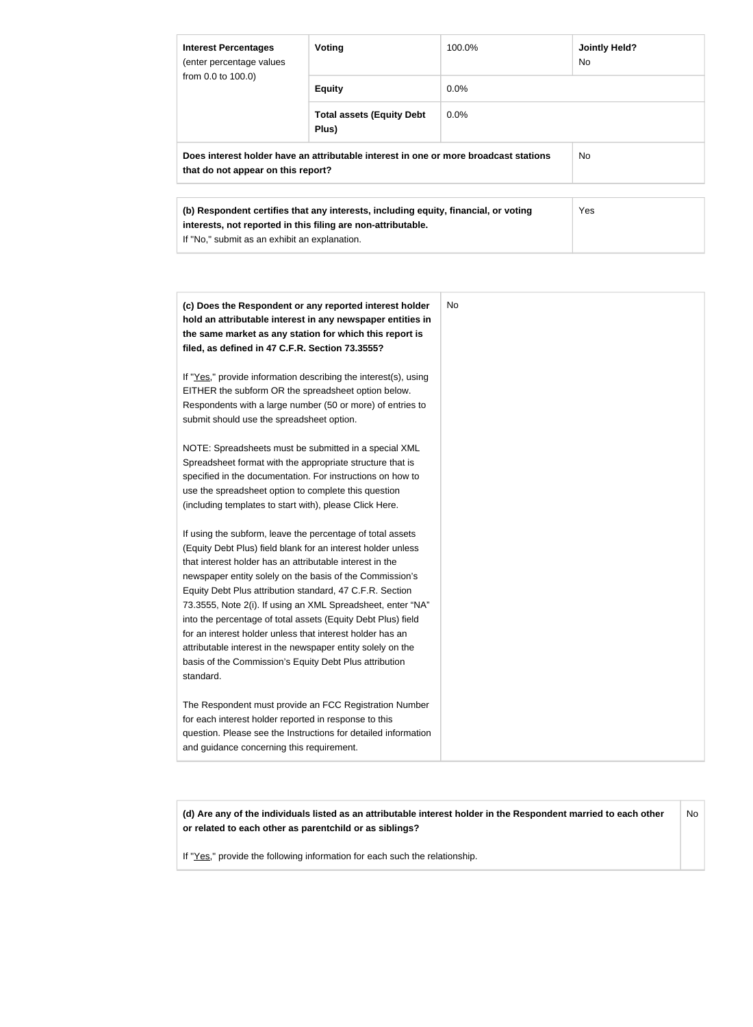| Interest Percentages (enter percentage values from 0.0 to 100.0) | Voting | 100.0% | Jointly Held? No |
| --- | --- | --- | --- |
| | Equity | 0.0% | |
| | Total assets (Equity Debt Plus) | 0.0% | |
| Does interest holder have an attributable interest in one or more broadcast stations that do not appear on this report? | | | No |

| (b) Respondent certifies that any interests, including equity, financial, or voting interests, not reported in this filing are non-attributable. If "No," submit as an exhibit an explanation. | Yes |
| --- | --- |

| (c) Does the Respondent or any reported interest holder hold an attributable interest in any newspaper entities in the same market as any station for which this report is filed, as defined in 47 C.F.R. Section 73.3555? | No |
| --- | --- |

If "Yes," provide information describing the interest(s), using EITHER the subform OR the spreadsheet option below. Respondents with a large number (50 or more) of entries to submit should use the spreadsheet option.

NOTE: Spreadsheets must be submitted in a special XML Spreadsheet format with the appropriate structure that is specified in the documentation. For instructions on how to use the spreadsheet option to complete this question (including templates to start with), please Click Here.

If using the subform, leave the percentage of total assets (Equity Debt Plus) field blank for an interest holder unless that interest holder has an attributable interest in the newspaper entity solely on the basis of the Commission's Equity Debt Plus attribution standard, 47 C.F.R. Section 73.3555, Note 2(i). If using an XML Spreadsheet, enter "NA" into the percentage of total assets (Equity Debt Plus) field for an interest holder unless that interest holder has an attributable interest in the newspaper entity solely on the basis of the Commission's Equity Debt Plus attribution standard.

The Respondent must provide an FCC Registration Number for each interest holder reported in response to this question. Please see the Instructions for detailed information and guidance concerning this requirement.

| (d) Are any of the individuals listed as an attributable interest holder in the Respondent married to each other or related to each other as parentchild or as siblings? | No |
| --- | --- |

If "Yes," provide the following information for each such the relationship.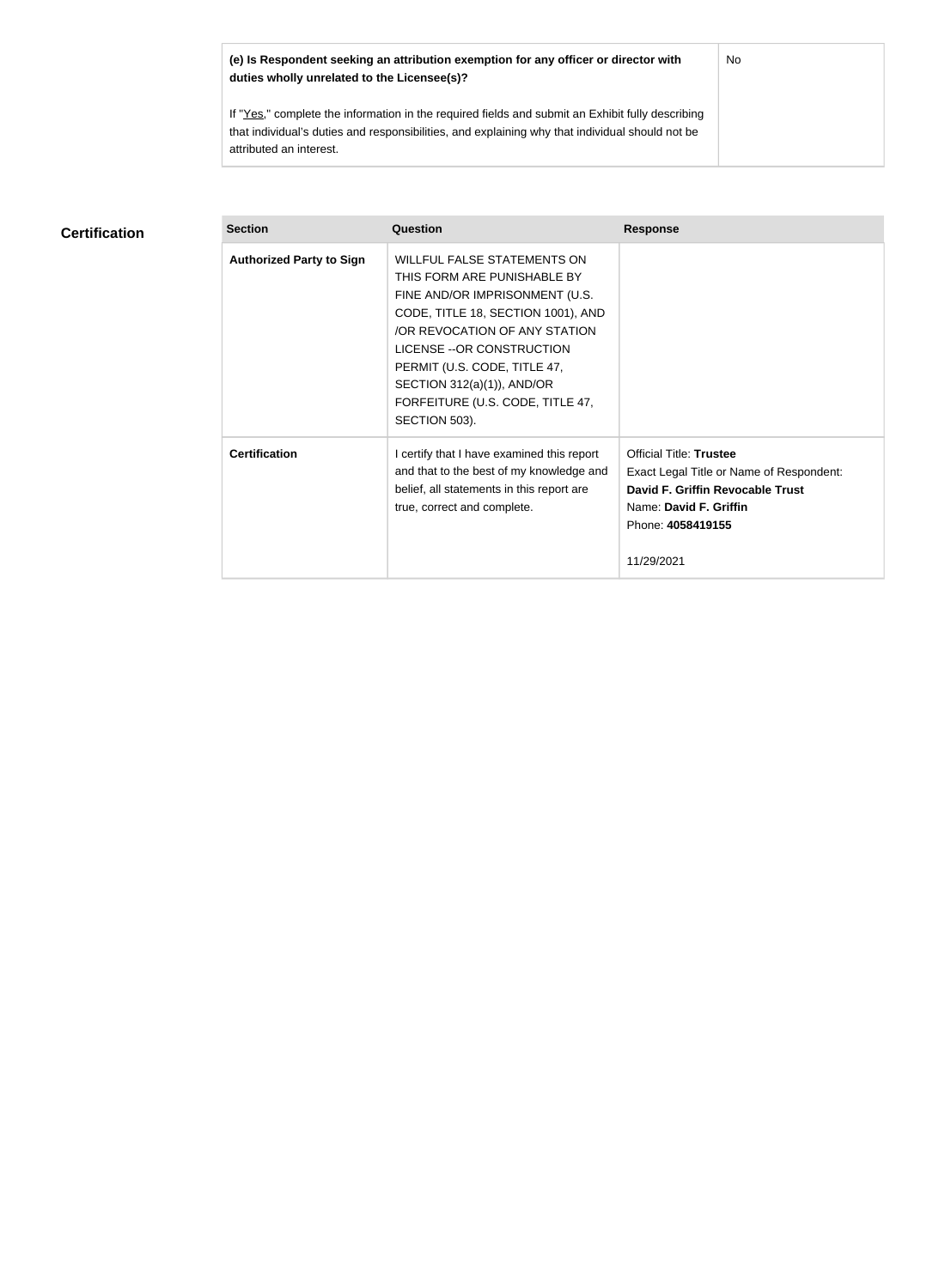| | |
|---|---|
| **(e) Is Respondent seeking an attribution exemption for any officer or director with duties wholly unrelated to the Licensee(s)?**<br><br>If "Yes," complete the information in the required fields and submit an Exhibit fully describing that individual's duties and responsibilities, and explaining why that individual should not be attributed an interest. | No |

## Certification

| Section | Question | Response |
|---|---|---|
| **Authorized Party to Sign** | WILLFUL FALSE STATEMENTS ON THIS FORM ARE PUNISHABLE BY FINE AND/OR IMPRISONMENT (U.S. CODE, TITLE 18, SECTION 1001), AND /OR REVOCATION OF ANY STATION LICENSE --OR CONSTRUCTION PERMIT (U.S. CODE, TITLE 47, SECTION 312(a)(1)), AND/OR FORFEITURE (U.S. CODE, TITLE 47, SECTION 503). | |
| **Certification** | I certify that I have examined this report and that to the best of my knowledge and belief, all statements in this report are true, correct and complete. | Official Title: **Trustee**<br>Exact Legal Title or Name of Respondent: **David F. Griffin Revocable Trust**<br>Name: **David F. Griffin**<br>Phone: **4058419155**<br><br>11/29/2021 |